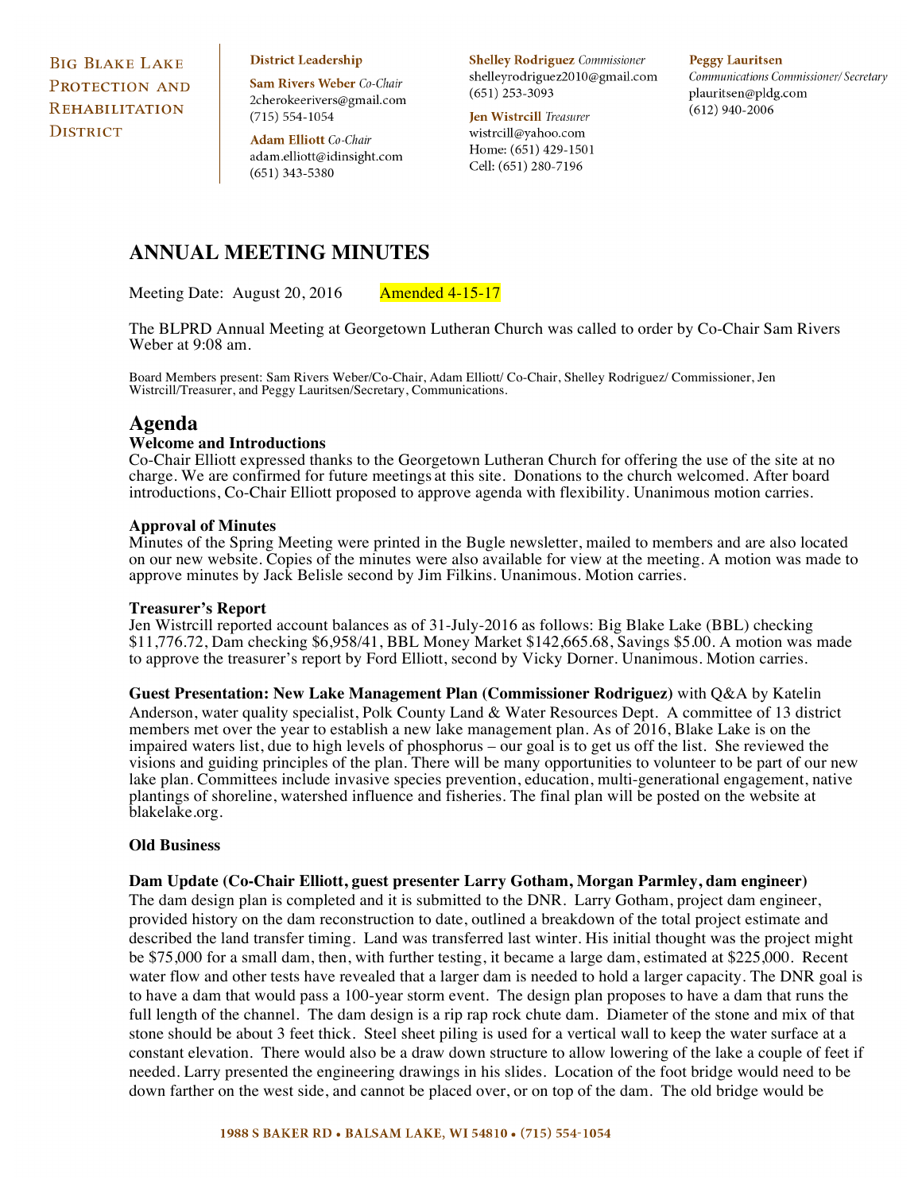Big Blake Lake Protection and Rehabilitation District

**District Leadership**

**Sam Rivers Weber** *Co-Chair*
2cherokeerivers@gmail.com
(715) 554-1054

**Adam Elliott** *Co-Chair*
adam.elliott@idinsight.com
(651) 343-5380

**Shelley Rodriguez** *Commissioner*
shelleyrodriguez2010@gmail.com
(651) 253-3093

**Jen Wistrcill** *Treasurer*
wistrcill@yahoo.com
Home: (651) 429-1501
Cell: (651) 280-7196

**Peggy Lauritsen**
*Communications Commissioner/ Secretary*
plauritsen@pldg.com
(612) 940-2006

# ANNUAL MEETING MINUTES

Meeting Date: August 20, 2016 Amended 4-15-17

The BLPRD Annual Meeting at Georgetown Lutheran Church was called to order by Co-Chair Sam Rivers Weber at 9:08 am.

Board Members present: Sam Rivers Weber/Co-Chair, Adam Elliott/ Co-Chair, Shelley Rodriguez/ Commissioner, Jen Wistrcill/Treasurer, and Peggy Lauritsen/Secretary, Communications.

## Agenda

### Welcome and Introductions

Co-Chair Elliott expressed thanks to the Georgetown Lutheran Church for offering the use of the site at no charge. We are confirmed for future meetings at this site. Donations to the church welcomed. After board introductions, Co-Chair Elliott proposed to approve agenda with flexibility. Unanimous motion carries.

### Approval of Minutes

Minutes of the Spring Meeting were printed in the Bugle newsletter, mailed to members and are also located on our new website. Copies of the minutes were also available for view at the meeting. A motion was made to approve minutes by Jack Belisle second by Jim Filkins. Unanimous. Motion carries.

### Treasurer's Report

Jen Wistrcill reported account balances as of 31-July-2016 as follows: Big Blake Lake (BBL) checking $11,776.72, Dam checking $6,958/41, BBL Money Market $142,665.68, Savings $5.00. A motion was made to approve the treasurer's report by Ford Elliott, second by Vicky Dorner. Unanimous. Motion carries.

**Guest Presentation: New Lake Management Plan (Commissioner Rodriguez)** with Q&A by Katelin Anderson, water quality specialist, Polk County Land & Water Resources Dept. A committee of 13 district members met over the year to establish a new lake management plan. As of 2016, Blake Lake is on the impaired waters list, due to high levels of phosphorus – our goal is to get us off the list. She reviewed the visions and guiding principles of the plan. There will be many opportunities to volunteer to be part of our new lake plan. Committees include invasive species prevention, education, multi-generational engagement, native plantings of shoreline, watershed influence and fisheries. The final plan will be posted on the website at blakelake.org.

### Old Business

**Dam Update (Co-Chair Elliott, guest presenter Larry Gotham, Morgan Parmley, dam engineer)**
The dam design plan is completed and it is submitted to the DNR. Larry Gotham, project dam engineer, provided history on the dam reconstruction to date, outlined a breakdown of the total project estimate and described the land transfer timing. Land was transferred last winter. His initial thought was the project might be $75,000 for a small dam, then, with further testing, it became a large dam, estimated at $225,000. Recent water flow and other tests have revealed that a larger dam is needed to hold a larger capacity. The DNR goal is to have a dam that would pass a 100-year storm event. The design plan proposes to have a dam that runs the full length of the channel. The dam design is a rip rap rock chute dam. Diameter of the stone and mix of that stone should be about 3 feet thick. Steel sheet piling is used for a vertical wall to keep the water surface at a constant elevation. There would also be a draw down structure to allow lowering of the lake a couple of feet if needed. Larry presented the engineering drawings in his slides. Location of the foot bridge would need to be down farther on the west side, and cannot be placed over, or on top of the dam. The old bridge would be

1988 S Baker Rd • Balsam Lake, WI 54810 • (715) 554-1054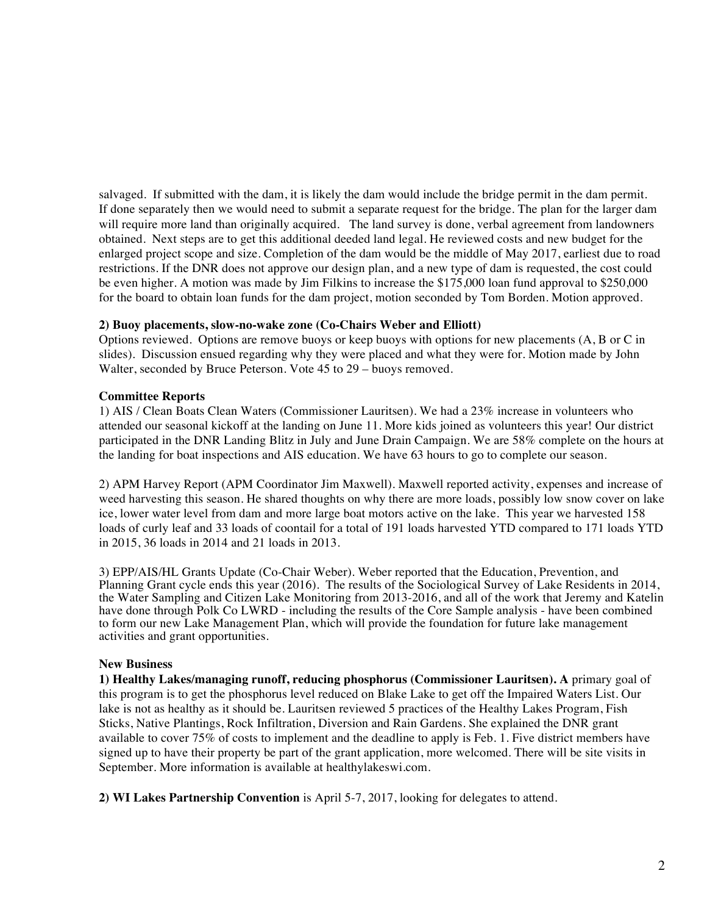salvaged. If submitted with the dam, it is likely the dam would include the bridge permit in the dam permit. If done separately then we would need to submit a separate request for the bridge. The plan for the larger dam will require more land than originally acquired. The land survey is done, verbal agreement from landowners obtained. Next steps are to get this additional deeded land legal. He reviewed costs and new budget for the enlarged project scope and size. Completion of the dam would be the middle of May 2017, earliest due to road restrictions. If the DNR does not approve our design plan, and a new type of dam is requested, the cost could be even higher. A motion was made by Jim Filkins to increase the $175,000 loan fund approval to $250,000 for the board to obtain loan funds for the dam project, motion seconded by Tom Borden. Motion approved.

**2) Buoy placements, slow-no-wake zone (Co-Chairs Weber and Elliott)**
Options reviewed. Options are remove buoys or keep buoys with options for new placements (A, B or C in slides). Discussion ensued regarding why they were placed and what they were for. Motion made by John Walter, seconded by Bruce Peterson. Vote 45 to 29 – buoys removed.

**Committee Reports**

1) AIS / Clean Boats Clean Waters (Commissioner Lauritsen). We had a 23% increase in volunteers who attended our seasonal kickoff at the landing on June 11. More kids joined as volunteers this year! Our district participated in the DNR Landing Blitz in July and June Drain Campaign. We are 58% complete on the hours at the landing for boat inspections and AIS education. We have 63 hours to go to complete our season.

2) APM Harvey Report (APM Coordinator Jim Maxwell). Maxwell reported activity, expenses and increase of weed harvesting this season. He shared thoughts on why there are more loads, possibly low snow cover on lake ice, lower water level from dam and more large boat motors active on the lake. This year we harvested 158 loads of curly leaf and 33 loads of coontail for a total of 191 loads harvested YTD compared to 171 loads YTD in 2015, 36 loads in 2014 and 21 loads in 2013.

3) EPP/AIS/HL Grants Update (Co-Chair Weber). Weber reported that the Education, Prevention, and Planning Grant cycle ends this year (2016). The results of the Sociological Survey of Lake Residents in 2014, the Water Sampling and Citizen Lake Monitoring from 2013-2016, and all of the work that Jeremy and Katelin have done through Polk Co LWRD - including the results of the Core Sample analysis - have been combined to form our new Lake Management Plan, which will provide the foundation for future lake management activities and grant opportunities.

**New Business**

**1) Healthy Lakes/managing runoff, reducing phosphorus (Commissioner Lauritsen). A** primary goal of this program is to get the phosphorus level reduced on Blake Lake to get off the Impaired Waters List. Our lake is not as healthy as it should be. Lauritsen reviewed 5 practices of the Healthy Lakes Program, Fish Sticks, Native Plantings, Rock Infiltration, Diversion and Rain Gardens. She explained the DNR grant available to cover 75% of costs to implement and the deadline to apply is Feb. 1. Five district members have signed up to have their property be part of the grant application, more welcomed. There will be site visits in September. More information is available at healthylakeswi.com.

**2) WI Lakes Partnership Convention** is April 5-7, 2017, looking for delegates to attend.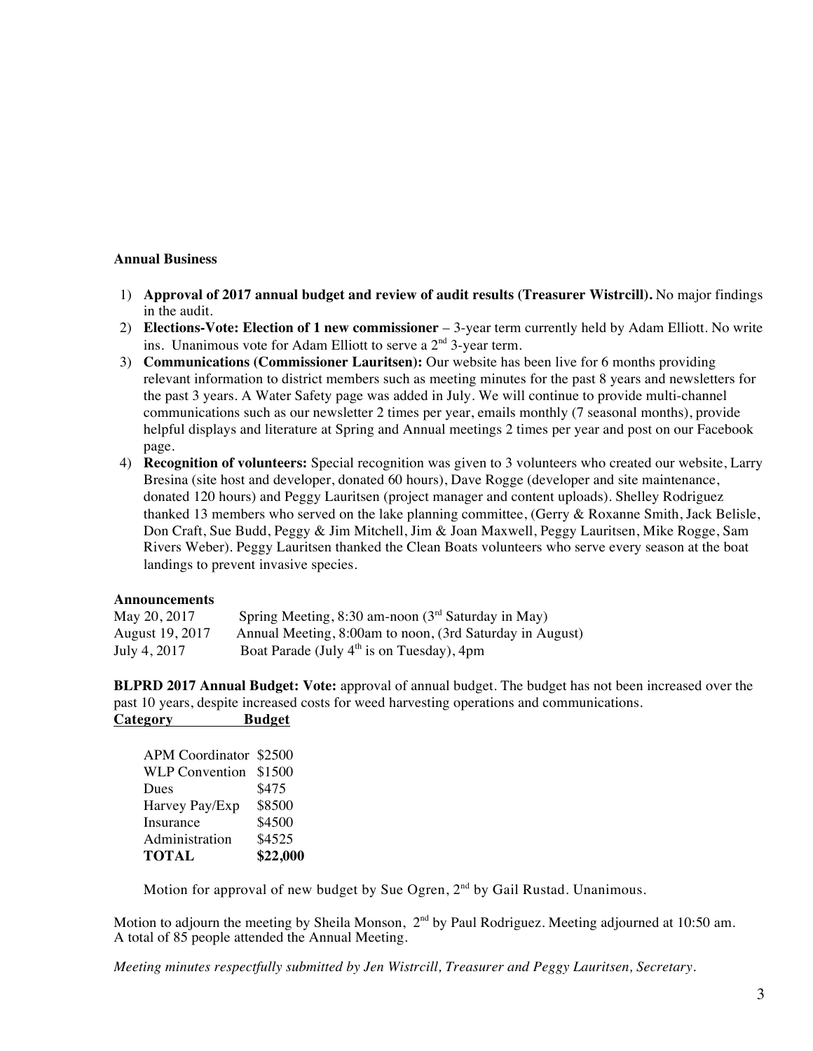**Annual Business**

1) **Approval of 2017 annual budget and review of audit results (Treasurer Wistrcill).** No major findings in the audit.
2) **Elections-Vote: Election of 1 new commissioner** – 3-year term currently held by Adam Elliott. No write ins. Unanimous vote for Adam Elliott to serve a 2nd 3-year term.
3) **Communications (Commissioner Lauritsen):** Our website has been live for 6 months providing relevant information to district members such as meeting minutes for the past 8 years and newsletters for the past 3 years. A Water Safety page was added in July. We will continue to provide multi-channel communications such as our newsletter 2 times per year, emails monthly (7 seasonal months), provide helpful displays and literature at Spring and Annual meetings 2 times per year and post on our Facebook page.
4) **Recognition of volunteers:** Special recognition was given to 3 volunteers who created our website, Larry Bresina (site host and developer, donated 60 hours), Dave Rogge (developer and site maintenance, donated 120 hours) and Peggy Lauritsen (project manager and content uploads). Shelley Rodriguez thanked 13 members who served on the lake planning committee, (Gerry & Roxanne Smith, Jack Belisle, Don Craft, Sue Budd, Peggy & Jim Mitchell, Jim & Joan Maxwell, Peggy Lauritsen, Mike Rogge, Sam Rivers Weber). Peggy Lauritsen thanked the Clean Boats volunteers who serve every season at the boat landings to prevent invasive species.

**Announcements**

| | |
|---|---|
| May 20, 2017 | Spring Meeting, 8:30 am-noon (3rd Saturday in May) |
| August 19, 2017 | Annual Meeting, 8:00am to noon, (3rd Saturday in August) |
| July 4, 2017 | Boat Parade (July 4th is on Tuesday), 4pm |

**BLPRD 2017 Annual Budget: Vote:** approval of annual budget. The budget has not been increased over the past 10 years, despite increased costs for weed harvesting operations and communications.

| Category | Budget |
|---|---|
| APM Coordinator | $2500 |
| WLP Convention | $1500 |
| Dues | $475 |
| Harvey Pay/Exp | $8500 |
| Insurance | $4500 |
| Administration | $4525 |
| **TOTAL** | **$22,000** |

Motion for approval of new budget by Sue Ogren, 2nd by Gail Rustad. Unanimous.

Motion to adjourn the meeting by Sheila Monson, 2nd by Paul Rodriguez. Meeting adjourned at 10:50 am. A total of 85 people attended the Annual Meeting.

*Meeting minutes respectfully submitted by Jen Wistrcill, Treasurer and Peggy Lauritsen, Secretary.*